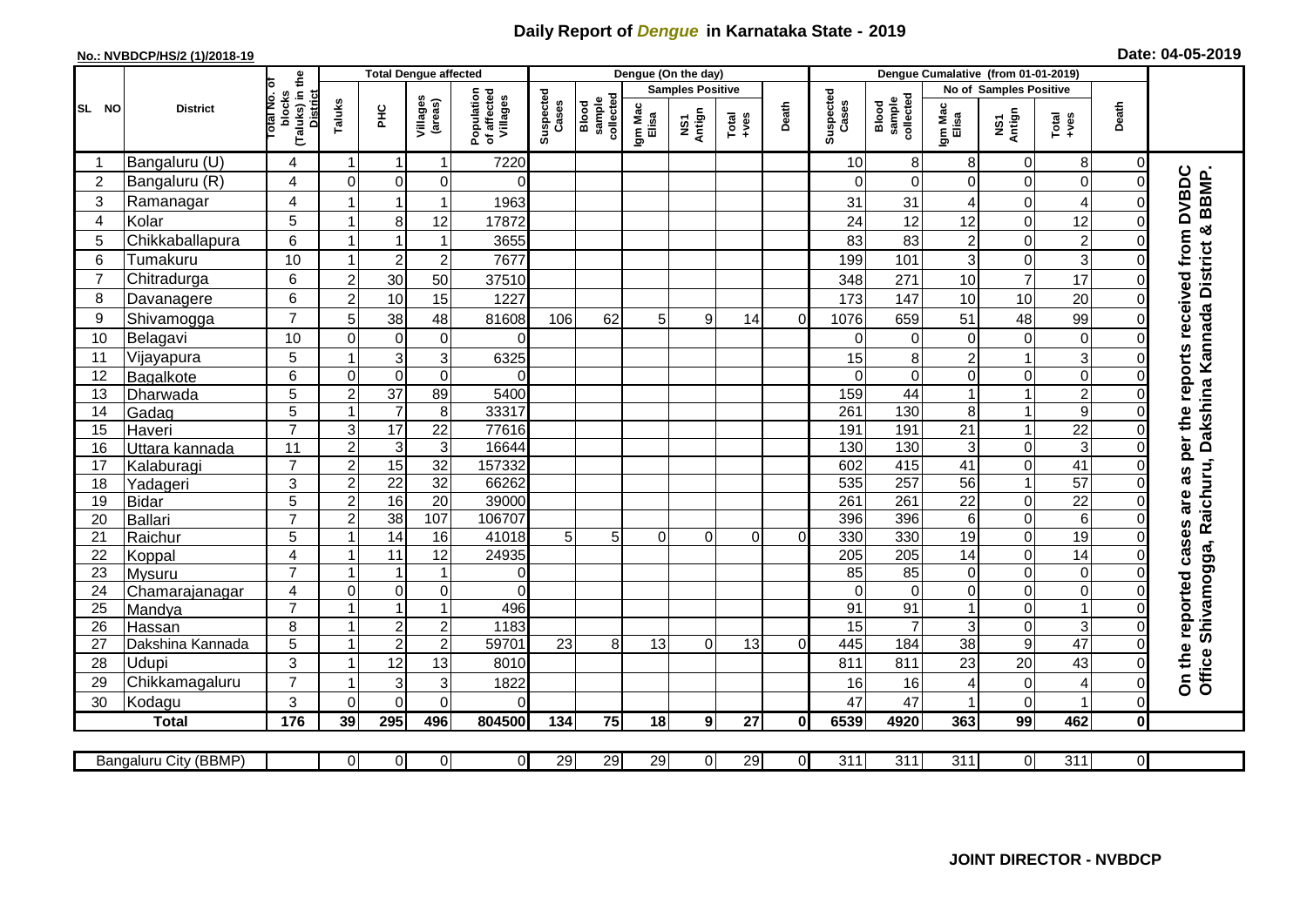# Daily Report of *Dengue* in Karnataka State - 2019

**No.: NVBDCP/HS/2 (1)/2018-19**

**Date: 04-05-2019**

| SL NO | District | Total No. of blocks (Taluks) in the District | Total Dengue affected | | | | Dengue (On the day) | | | | | | | Dengue Cumalative (from 01-01-2019) | | | | | | | |
|---|---|---|---|---|---|---|---|---|---|---|---|---|---|---|---|---|---|---|---|---|
| | | | | | | | | | Samples Positive | | | | | | No of Samples Positive | | | | |
| | | | Taluks | PHC | Villages (areas) | Population of affected Villages | Suspected Cases | Blood sample collected | Igm Mac Elisa | NS1 Antign | Total +ves | Death | Suspected Cases | Blood sample collected | Igm Mac Elisa | NS1 Antign | Total +ves | Death | |
| 1 | Bangaluru (U) | 4 | 1 | 1 | 1 | 7220 | | | | | | | 10 | 8 | 8 | 0 | 8 | 0 | On the reported cases are as per the reports received from DVBDC Office Shivamogga, Raichuru, Dakshina Kannada District & BBMP. |
| 2 | Bangaluru (R) | 4 | 0 | 0 | 0 | 0 | | | | | | | 0 | 0 | 0 | 0 | 0 | 0 | |
| 3 | Ramanagar | 4 | 1 | 1 | 1 | 1963 | | | | | | | 31 | 31 | 4 | 0 | 4 | 0 | |
| 4 | Kolar | 5 | 1 | 8 | 12 | 17872 | | | | | | | 24 | 12 | 12 | 0 | 12 | 0 | |
| 5 | Chikkaballapura | 6 | 1 | 1 | 1 | 3655 | | | | | | | 83 | 83 | 2 | 0 | 2 | 0 | |
| 6 | Tumakuru | 10 | 1 | 2 | 2 | 7677 | | | | | | | 199 | 101 | 3 | 0 | 3 | 0 | |
| 7 | Chitradurga | 6 | 2 | 30 | 50 | 37510 | | | | | | | 348 | 271 | 10 | 7 | 17 | 0 | |
| 8 | Davanagere | 6 | 2 | 10 | 15 | 1227 | | | | | | | 173 | 147 | 10 | 10 | 20 | 0 | |
| 9 | Shivamogga | 7 | 5 | 38 | 48 | 81608 | 106 | 62 | 5 | 9 | 14 | 0 | 1076 | 659 | 51 | 48 | 99 | 0 | |
| 10 | Belagavi | 10 | 0 | 0 | 0 | 0 | | | | | | | 0 | 0 | 0 | 0 | 0 | 0 | |
| 11 | Vijayapura | 5 | 1 | 3 | 3 | 6325 | | | | | | | 15 | 8 | 2 | 1 | 3 | 0 | |
| 12 | Bagalkote | 6 | 0 | 0 | 0 | 0 | | | | | | | 0 | 0 | 0 | 0 | 0 | 0 | |
| 13 | Dharwada | 5 | 2 | 37 | 89 | 5400 | | | | | | | 159 | 44 | 1 | 1 | 2 | 0 | |
| 14 | Gadag | 5 | 1 | 7 | 8 | 33317 | | | | | | | 261 | 130 | 8 | 1 | 9 | 0 | |
| 15 | Haveri | 7 | 3 | 17 | 22 | 77616 | | | | | | | 191 | 191 | 21 | 1 | 22 | 0 | |
| 16 | Uttara kannada | 11 | 2 | 3 | 3 | 16644 | | | | | | | 130 | 130 | 3 | 0 | 3 | 0 | |
| 17 | Kalaburagi | 7 | 2 | 15 | 32 | 157332 | | | | | | | 602 | 415 | 41 | 0 | 41 | 0 | |
| 18 | Yadageri | 3 | 2 | 22 | 32 | 66262 | | | | | | | 535 | 257 | 56 | 1 | 57 | 0 | |
| 19 | Bidar | 5 | 2 | 16 | 20 | 39000 | | | | | | | 261 | 261 | 22 | 0 | 22 | 0 | |
| 20 | Ballari | 7 | 2 | 38 | 107 | 106707 | | | | | | | 396 | 396 | 6 | 0 | 6 | 0 | |
| 21 | Raichur | 5 | 1 | 14 | 16 | 41018 | 5 | 5 | 0 | 0 | 0 | 0 | 330 | 330 | 19 | 0 | 19 | 0 | |
| 22 | Koppal | 4 | 1 | 11 | 12 | 24935 | | | | | | | 205 | 205 | 14 | 0 | 14 | 0 | |
| 23 | Mysuru | 7 | 1 | 1 | 1 | 0 | | | | | | | 85 | 85 | 0 | 0 | 0 | 0 | |
| 24 | Chamarajanagar | 4 | 0 | 0 | 0 | 0 | | | | | | | 0 | 0 | 0 | 0 | 0 | 0 | |
| 25 | Mandya | 7 | 1 | 1 | 1 | 496 | | | | | | | 91 | 91 | 1 | 0 | 1 | 0 | |
| 26 | Hassan | 8 | 1 | 2 | 2 | 1183 | | | | | | | 15 | 7 | 3 | 0 | 3 | 0 | |
| 27 | Dakshina Kannada | 5 | 1 | 2 | 2 | 59701 | 23 | 8 | 13 | 0 | 13 | 0 | 445 | 184 | 38 | 9 | 47 | 0 | |
| 28 | Udupi | 3 | 1 | 12 | 13 | 8010 | | | | | | | 811 | 811 | 23 | 20 | 43 | 0 | |
| 29 | Chikkamagaluru | 7 | 1 | 3 | 3 | 1822 | | | | | | | 16 | 16 | 4 | 0 | 4 | 0 | |
| 30 | Kodagu | 3 | 0 | 0 | 0 | 0 | | | | | | | 47 | 47 | 1 | 0 | 1 | 0 | |
| | **Total** | **176** | **39** | **295** | **496** | **804500** | **134** | **75** | **18** | **9** | **27** | **0** | **6539** | **4920** | **363** | **99** | **462** | **0** | |

| Bangaluru City (BBMP) | | 0 | 0 | 0 | 0 | 29 | 29 | 29 | 0 | 29 | 0 | 311 | 311 | 311 | 0 | 311 | 0 | |
|---|---|---|---|---|---|---|---|---|---|---|---|---|---|---|---|---|---|---|

**JOINT DIRECTOR - NVBDCP**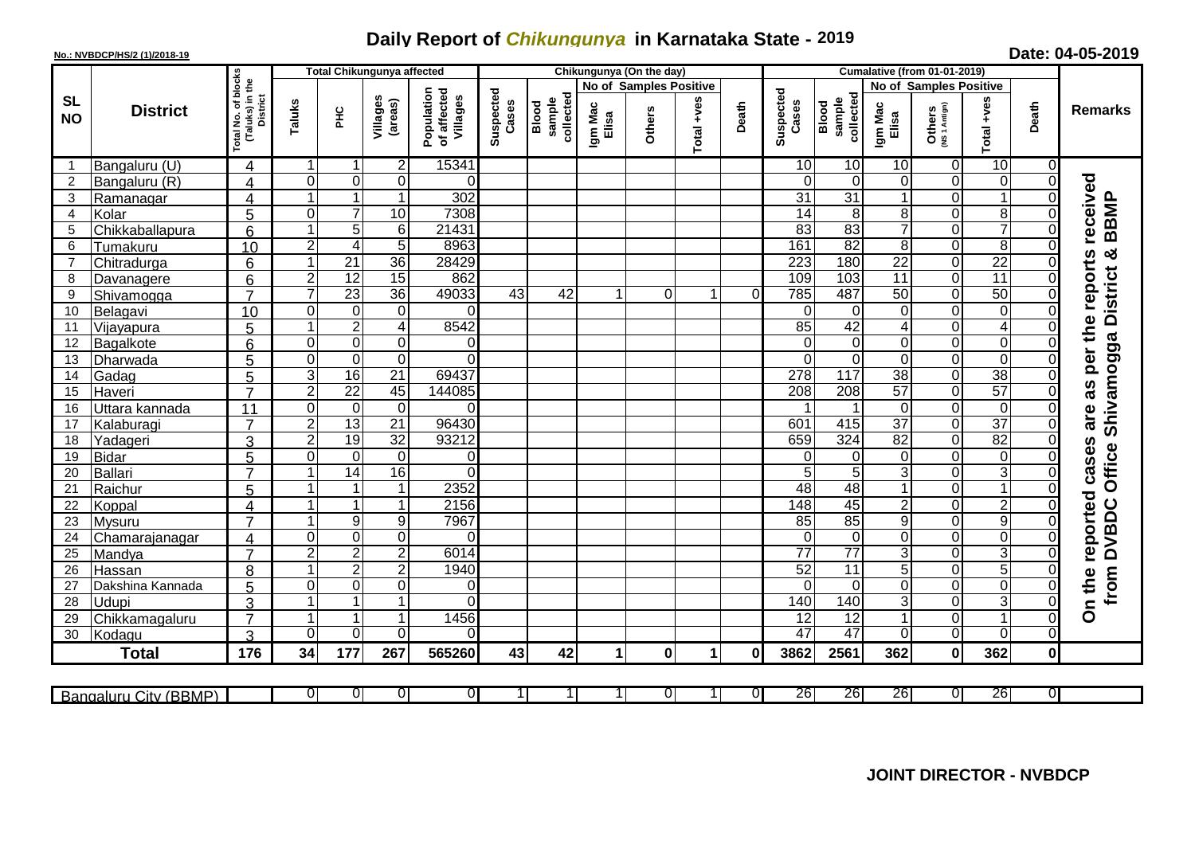# Daily Report of *Chikungunya* in Karnataka State - 2019

**No.: NVBDCP/HS/2 (1)/2018-19**

**Date: 04-05-2019**

| SL NO | District | Total No. of blocks (Taluks) in the District | Total Chikungunya affected | | | | Chikungunya (On the day) | | | | | | | Cumalative (from 01-01-2019) | | | | | | | Remarks |
|---|---|---|---|---|---|---|---|---|---|---|---|---|---|---|---|---|---|---|---|---|---|
| | | | | | | | | | No of Samples Positive | | | | | | | No of Samples Positive | | | | | |
| | | | Taluks | PHC | Villages (areas) | Population of affected Villages | Suspected Cases | Blood sample collected | Igm Mac Elisa | Others | Total +ves | Death | Suspected Cases | Blood sample collected | Igm Mac Elisa | Others (NS 1 Antign) | Total +ves | Death | |
| 1 | Bangaluru (U) | 4 | 1 | 1 | 2 | 15341 | | | | | | | 10 | 10 | 10 | 0 | 10 | 0 | On the reported cases are as per the reports received from DVBDC Office Shivamogga District & BBMP |
| 2 | Bangaluru (R) | 4 | 0 | 0 | 0 | 0 | | | | | | | 0 | 0 | 0 | 0 | 0 | 0 | |
| 3 | Ramanagar | 4 | 1 | 1 | 1 | 302 | | | | | | | 31 | 31 | 1 | 0 | 1 | 0 | |
| 4 | Kolar | 5 | 0 | 7 | 10 | 7308 | | | | | | | 14 | 8 | 8 | 0 | 8 | 0 | |
| 5 | Chikkaballapura | 6 | 1 | 5 | 6 | 21431 | | | | | | | 83 | 83 | 7 | 0 | 7 | 0 | |
| 6 | Tumakuru | 10 | 2 | 4 | 5 | 8963 | | | | | | | 161 | 82 | 8 | 0 | 8 | 0 | |
| 7 | Chitradurga | 6 | 1 | 21 | 36 | 28429 | | | | | | | 223 | 180 | 22 | 0 | 22 | 0 | |
| 8 | Davanagere | 6 | 2 | 12 | 15 | 862 | | | | | | | 109 | 103 | 11 | 0 | 11 | 0 | |
| 9 | Shivamogga | 7 | 7 | 23 | 36 | 49033 | 43 | 42 | 1 | 0 | 1 | 0 | 785 | 487 | 50 | 0 | 50 | 0 | |
| 10 | Belagavi | 10 | 0 | 0 | 0 | 0 | | | | | | | 0 | 0 | 0 | 0 | 0 | 0 | |
| 11 | Vijayapura | 5 | 1 | 2 | 4 | 8542 | | | | | | | 85 | 42 | 4 | 0 | 4 | 0 | |
| 12 | Bagalkote | 6 | 0 | 0 | 0 | 0 | | | | | | | 0 | 0 | 0 | 0 | 0 | 0 | |
| 13 | Dharwada | 5 | 0 | 0 | 0 | 0 | | | | | | | 0 | 0 | 0 | 0 | 0 | 0 | |
| 14 | Gadag | 5 | 3 | 16 | 21 | 69437 | | | | | | | 278 | 117 | 38 | 0 | 38 | 0 | |
| 15 | Haveri | 7 | 2 | 22 | 45 | 144085 | | | | | | | 208 | 208 | 57 | 0 | 57 | 0 | |
| 16 | Uttara kannada | 11 | 0 | 0 | 0 | 0 | | | | | | | 1 | 1 | 0 | 0 | 0 | 0 | |
| 17 | Kalaburagi | 7 | 2 | 13 | 21 | 96430 | | | | | | | 601 | 415 | 37 | 0 | 37 | 0 | |
| 18 | Yadageri | 3 | 2 | 19 | 32 | 93212 | | | | | | | 659 | 324 | 82 | 0 | 82 | 0 | |
| 19 | Bidar | 5 | 0 | 0 | 0 | 0 | | | | | | | 0 | 0 | 0 | 0 | 0 | 0 | |
| 20 | Ballari | 7 | 1 | 14 | 16 | 0 | | | | | | | 5 | 5 | 3 | 0 | 3 | 0 | |
| 21 | Raichur | 5 | 1 | 1 | 1 | 2352 | | | | | | | 48 | 48 | 1 | 0 | 1 | 0 | |
| 22 | Koppal | 4 | 1 | 1 | 1 | 2156 | | | | | | | 148 | 45 | 2 | 0 | 2 | 0 | |
| 23 | Mysuru | 7 | 1 | 9 | 9 | 7967 | | | | | | | 85 | 85 | 9 | 0 | 9 | 0 | |
| 24 | Chamarajanagar | 4 | 0 | 0 | 0 | 0 | | | | | | | 0 | 0 | 0 | 0 | 0 | 0 | |
| 25 | Mandya | 7 | 2 | 2 | 2 | 6014 | | | | | | | 77 | 77 | 3 | 0 | 3 | 0 | |
| 26 | Hassan | 8 | 1 | 2 | 2 | 1940 | | | | | | | 52 | 11 | 5 | 0 | 5 | 0 | |
| 27 | Dakshina Kannada | 5 | 0 | 0 | 0 | 0 | | | | | | | 0 | 0 | 0 | 0 | 0 | 0 | |
| 28 | Udupi | 3 | 1 | 1 | 1 | 0 | | | | | | | 140 | 140 | 3 | 0 | 3 | 0 | |
| 29 | Chikkamagaluru | 7 | 1 | 1 | 1 | 1456 | | | | | | | 12 | 12 | 1 | 0 | 1 | 0 | |
| 30 | Kodagu | 3 | 0 | 0 | 0 | 0 | | | | | | | 47 | 47 | 0 | 0 | 0 | 0 | |
| **Total** | | **176** | **34** | **177** | **267** | **565260** | **43** | **42** | **1** | **0** | **1** | **0** | **3862** | **2561** | **362** | **0** | **362** | **0** | |

| | | | | | | | | | | | | | | | | | | |
|---|---|---|---|---|---|---|---|---|---|---|---|---|---|---|---|---|---|---|
| Bangaluru City (BBMP) | | 0 | 0 | 0 | 0 | 1 | 1 | 1 | 0 | 1 | 0 | 26 | 26 | 26 | 0 | 26 | 0 | |

**JOINT DIRECTOR - NVBDCP**